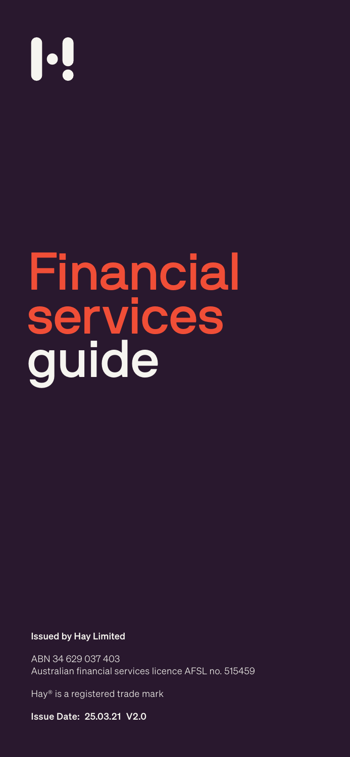# Financial services guide

**Issued by Hay Limited**

ABN 34 629 037 403
Australian financial services licence AFSL no. 515459

Hay® is a registered trade mark

**Issue Date: 25.03.21 V2.0**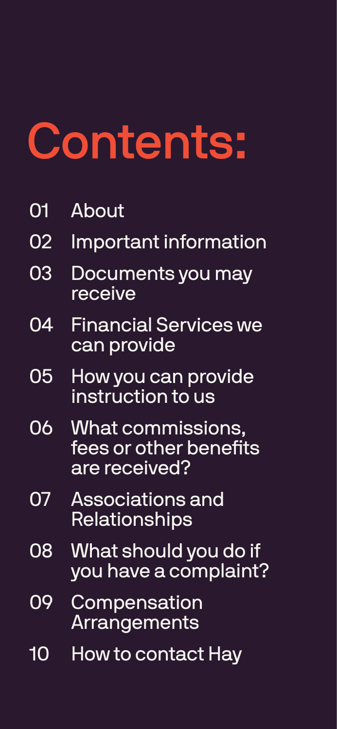# Contents:

01 About

02 Important information

03 Documents you may receive

04 Financial Services we can provide

05 How you can provide instruction to us

06 What commissions, fees or other benefits are received?

07 Associations and Relationships

08 What should you do if you have a complaint?

09 Compensation Arrangements

10 How to contact Hay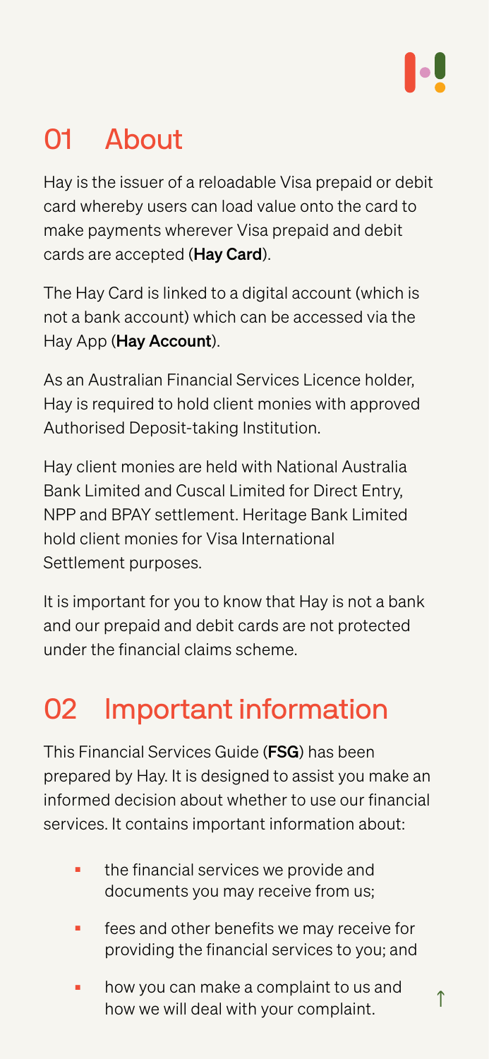## 01 About

Hay is the issuer of a reloadable Visa prepaid or debit card whereby users can load value onto the card to make payments wherever Visa prepaid and debit cards are accepted (**Hay Card**).

The Hay Card is linked to a digital account (which is not a bank account) which can be accessed via the Hay App (**Hay Account**).

As an Australian Financial Services Licence holder, Hay is required to hold client monies with approved Authorised Deposit-taking Institution.

Hay client monies are held with National Australia Bank Limited and Cuscal Limited for Direct Entry, NPP and BPAY settlement. Heritage Bank Limited hold client monies for Visa International Settlement purposes.

It is important for you to know that Hay is not a bank and our prepaid and debit cards are not protected under the financial claims scheme.

## 02 Important information

This Financial Services Guide (**FSG**) has been prepared by Hay. It is designed to assist you make an informed decision about whether to use our financial services. It contains important information about:

- the financial services we provide and documents you may receive from us;
- fees and other benefits we may receive for providing the financial services to you; and
- how you can make a complaint to us and how we will deal with your complaint.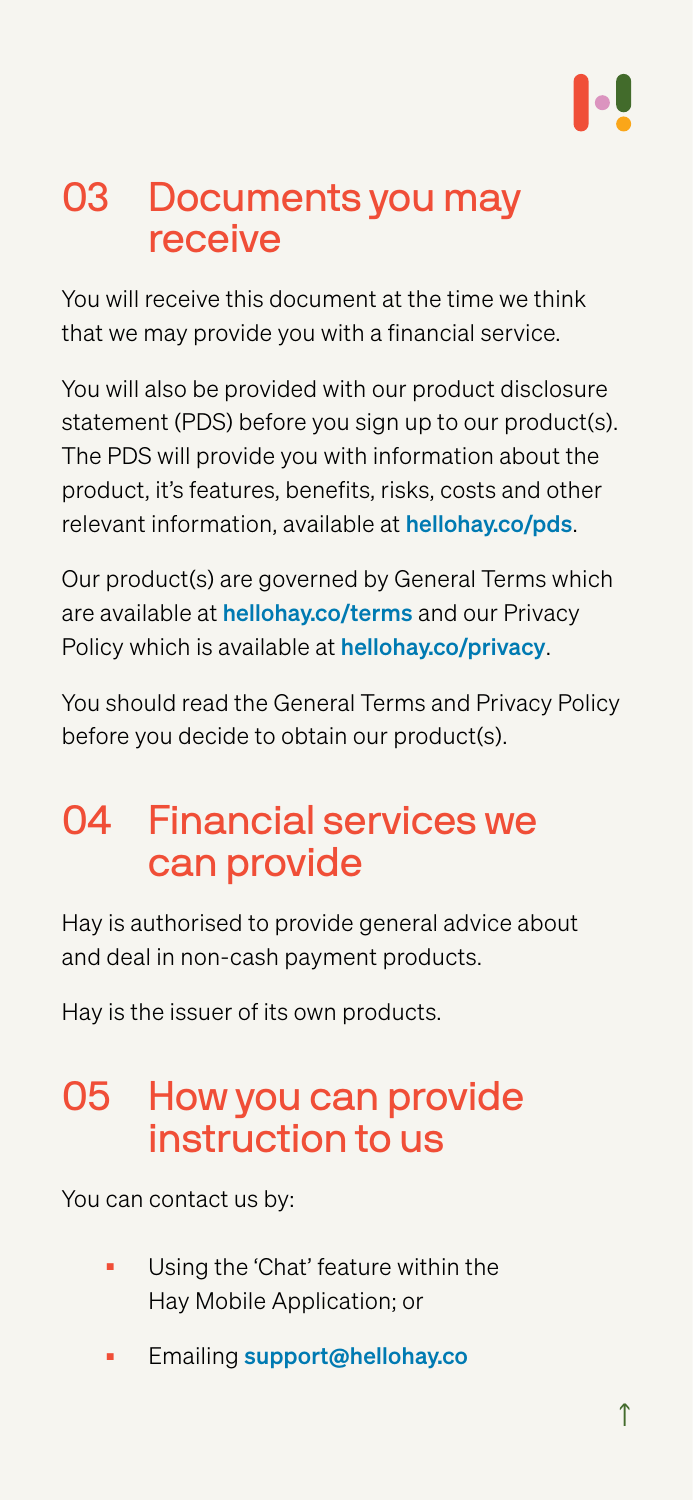## 03 Documents you may receive

You will receive this document at the time we think that we may provide you with a financial service.

You will also be provided with our product disclosure statement (PDS) before you sign up to our product(s). The PDS will provide you with information about the product, it's features, benefits, risks, costs and other relevant information, available at **hellohay.co/pds**.

Our product(s) are governed by General Terms which are available at **hellohay.co/terms** and our Privacy Policy which is available at **hellohay.co/privacy**.

You should read the General Terms and Privacy Policy before you decide to obtain our product(s).

## 04 Financial services we can provide

Hay is authorised to provide general advice about and deal in non-cash payment products.

Hay is the issuer of its own products.

## 05 How you can provide instruction to us

You can contact us by:

- Using the 'Chat' feature within the Hay Mobile Application; or
- Emailing **support@hellohay.co**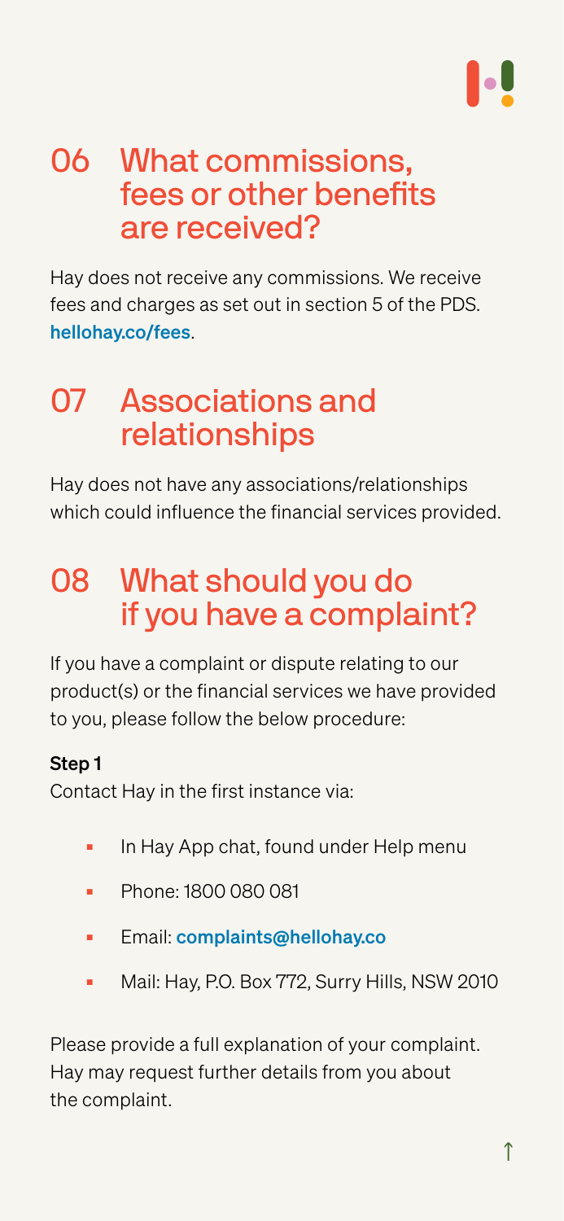## 06 What commissions, fees or other benefits are received?

Hay does not receive any commissions. We receive fees and charges as set out in section 5 of the PDS. hellohay.co/fees.

## 07 Associations and relationships

Hay does not have any associations/relationships which could influence the financial services provided.

## 08 What should you do if you have a complaint?

If you have a complaint or dispute relating to our product(s) or the financial services we have provided to you, please follow the below procedure:

**Step 1**

Contact Hay in the first instance via:

- In Hay App chat, found under Help menu
- Phone: 1800 080 081
- Email: complaints@hellohay.co
- Mail: Hay, P.O. Box 772, Surry Hills, NSW 2010

Please provide a full explanation of your complaint. Hay may request further details from you about the complaint.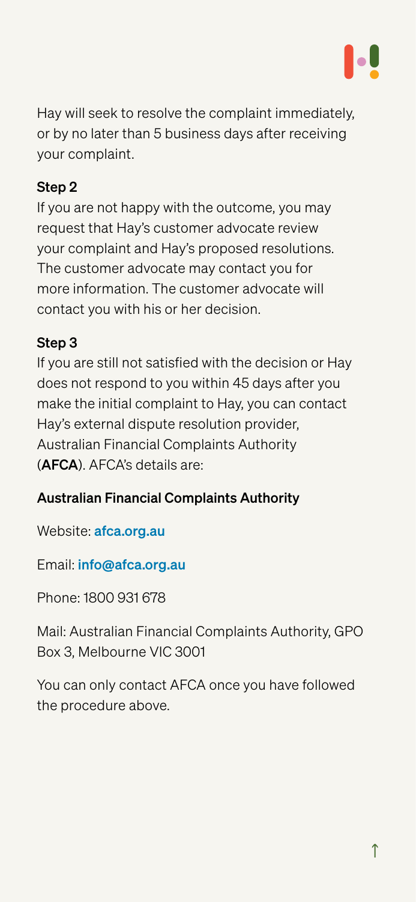Hay will seek to resolve the complaint immediately, or by no later than 5 business days after receiving your complaint.

**Step 2**

If you are not happy with the outcome, you may request that Hay's customer advocate review your complaint and Hay's proposed resolutions. The customer advocate may contact you for more information. The customer advocate will contact you with his or her decision.

**Step 3**

If you are still not satisfied with the decision or Hay does not respond to you within 45 days after you make the initial complaint to Hay, you can contact Hay's external dispute resolution provider, Australian Financial Complaints Authority (**AFCA**). AFCA's details are:

**Australian Financial Complaints Authority**

Website: **afca.org.au**

Email: **info@afca.org.au**

Phone: 1800 931 678

Mail: Australian Financial Complaints Authority, GPO Box 3, Melbourne VIC 3001

You can only contact AFCA once you have followed the procedure above.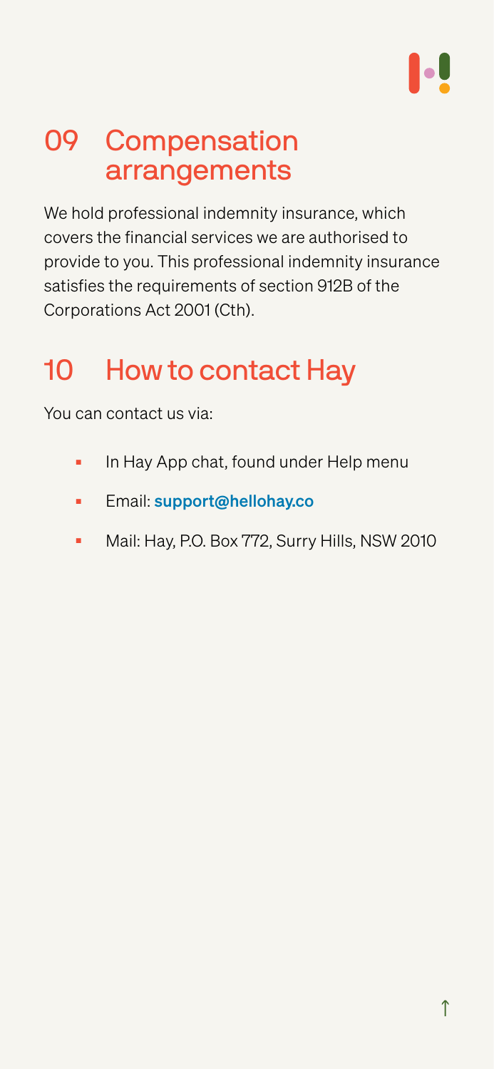## 09 Compensation arrangements

We hold professional indemnity insurance, which covers the financial services we are authorised to provide to you. This professional indemnity insurance satisfies the requirements of section 912B of the Corporations Act 2001 (Cth).

## 10 How to contact Hay

You can contact us via:

- In Hay App chat, found under Help menu
- Email: **support@hellohay.co**
- Mail: Hay, P.O. Box 772, Surry Hills, NSW 2010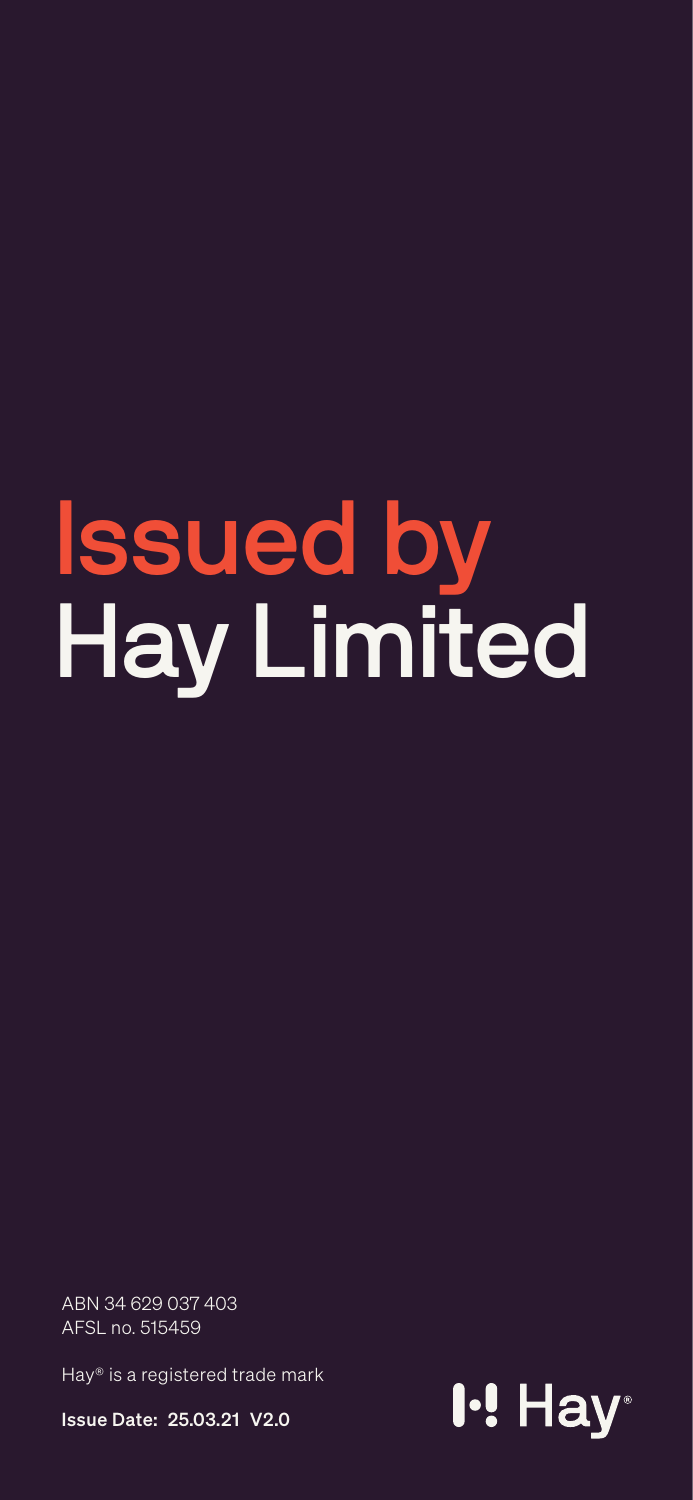# Issued by Hay Limited

ABN 34 629 037 403
AFSL no. 515459

Hay® is a registered trade mark

**Issue Date: 25.03.21 V2.0**

Hay®